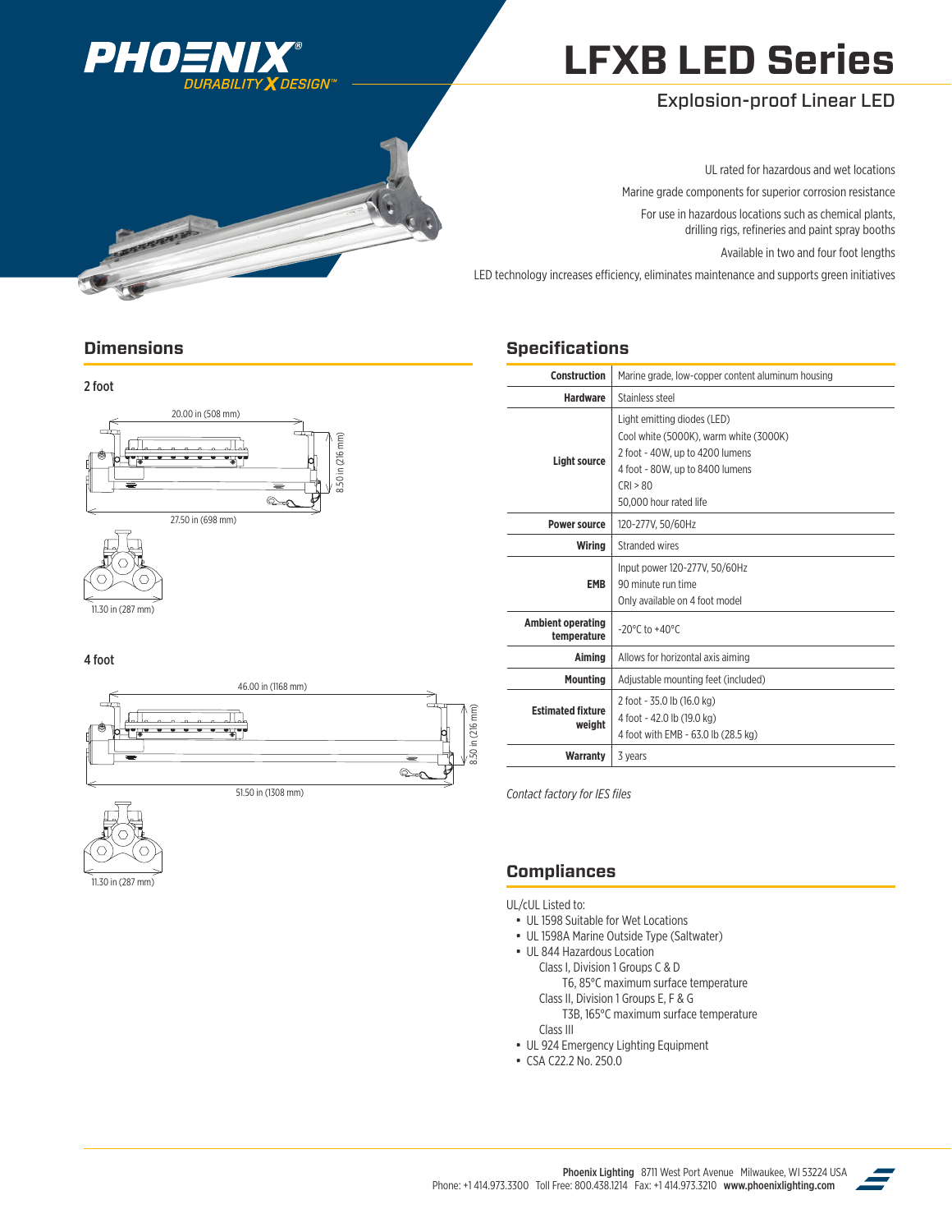PHOENIX®
DURABILITY X DESIGN™

# LFXB LED Series

Explosion-proof Linear LED

UL rated for hazardous and wet locations

Marine grade components for superior corrosion resistance

For use in hazardous locations such as chemical plants, drilling rigs, refineries and paint spray booths

Available in two and four foot lengths

LED technology increases efficiency, eliminates maintenance and supports green initiatives

## Dimensions

2 foot

20.00 in (508 mm)

8.50 in (216 mm)

27.50 in (698 mm)

11.30 in (287 mm)

4 foot

46.00 in (1168 mm)

8.50 in (216 mm)

51.50 in (1308 mm)

11.30 in (287 mm)

## Specifications

| | |
|---|---|
| **Construction** | Marine grade, low-copper content aluminum housing |
| **Hardware** | Stainless steel |
| **Light source** | Light emitting diodes (LED)<br>Cool white (5000K), warm white (3000K)<br>2 foot - 40W, up to 4200 lumens<br>4 foot - 80W, up to 8400 lumens<br>CRI > 80<br>50,000 hour rated life |
| **Power source** | 120-277V, 50/60Hz |
| **Wiring** | Stranded wires |
| **EMB** | Input power 120-277V, 50/60Hz<br>90 minute run time<br>Only available on 4 foot model |
| **Ambient operating temperature** | -20°C to +40°C |
| **Aiming** | Allows for horizontal axis aiming |
| **Mounting** | Adjustable mounting feet (included) |
| **Estimated fixture weight** | 2 foot - 35.0 lb (16.0 kg)<br>4 foot - 42.0 lb (19.0 kg)<br>4 foot with EMB - 63.0 lb (28.5 kg) |
| **Warranty** | 3 years |

*Contact factory for IES files*

## Compliances

UL/cUL Listed to:

- UL 1598 Suitable for Wet Locations
- UL 1598A Marine Outside Type (Saltwater)
- UL 844 Hazardous Location
  - Class I, Division 1 Groups C & D
    - T6, 85°C maximum surface temperature
  - Class II, Division 1 Groups E, F & G
    - T3B, 165°C maximum surface temperature
  - Class III
- UL 924 Emergency Lighting Equipment
- CSA C22.2 No. 250.0

**Phoenix Lighting** 8711 West Port Avenue Milwaukee, WI 53224 USA
Phone: +1 414.973.3300 Toll Free: 800.438.1214 Fax: +1 414.973.3210 **www.phoenixlighting.com**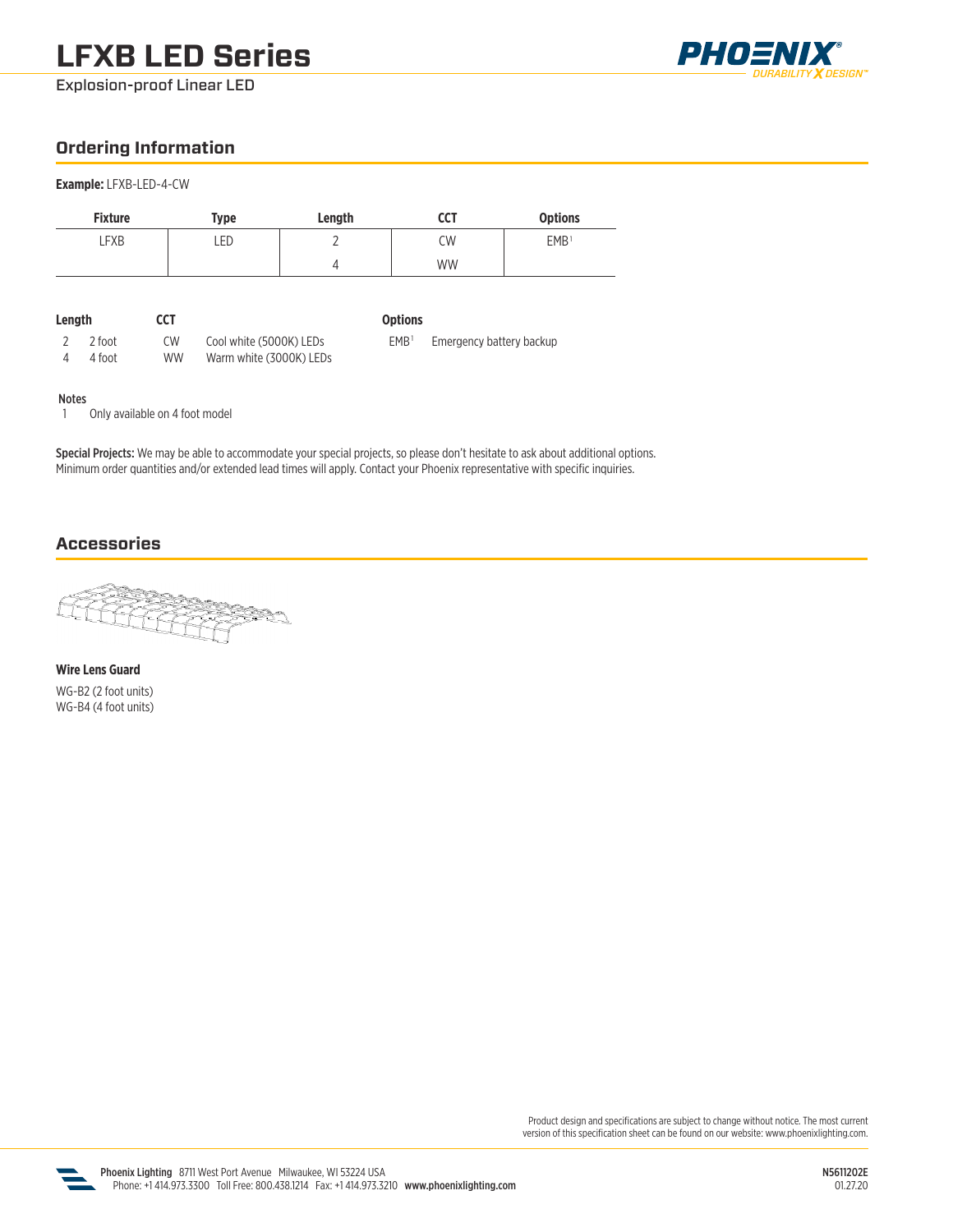# LFXB LED Series

Explosion-proof Linear LED

## Ordering Information

**Example:** LFXB-LED-4-CW

| Fixture | Type | Length | CCT | Options |
|---|---|---|---|---|
| LFXB | LED | 2 | CW | EMB[1] |
| | | 4 | WW | |

**Length**

| | |
|---|---|
| 2 | 2 foot |
| 4 | 4 foot |

**CCT**

| | |
|---|---|
| CW | Cool white (5000K) LEDs |
| WW | Warm white (3000K) LEDs |

**Options**

| | |
|---|---|
| EMB[1] | Emergency battery backup |

**Notes**

1 Only available on 4 foot model

**Special Projects:** We may be able to accommodate your special projects, so please don't hesitate to ask about additional options. Minimum order quantities and/or extended lead times will apply. Contact your Phoenix representative with specific inquiries.

## Accessories

**Wire Lens Guard**

WG-B2 (2 foot units)
WG-B4 (4 foot units)

Product design and specifications are subject to change without notice. The most current version of this specification sheet can be found on our website: www.phoenixlighting.com.

**Phoenix Lighting** 8711 West Port Avenue Milwaukee, WI 53224 USA
Phone: +1 414.973.3300 Toll Free: 800.438.1214 Fax: +1 414.973.3210 **www.phoenixlighting.com**

**N5611202E**
01.27.20